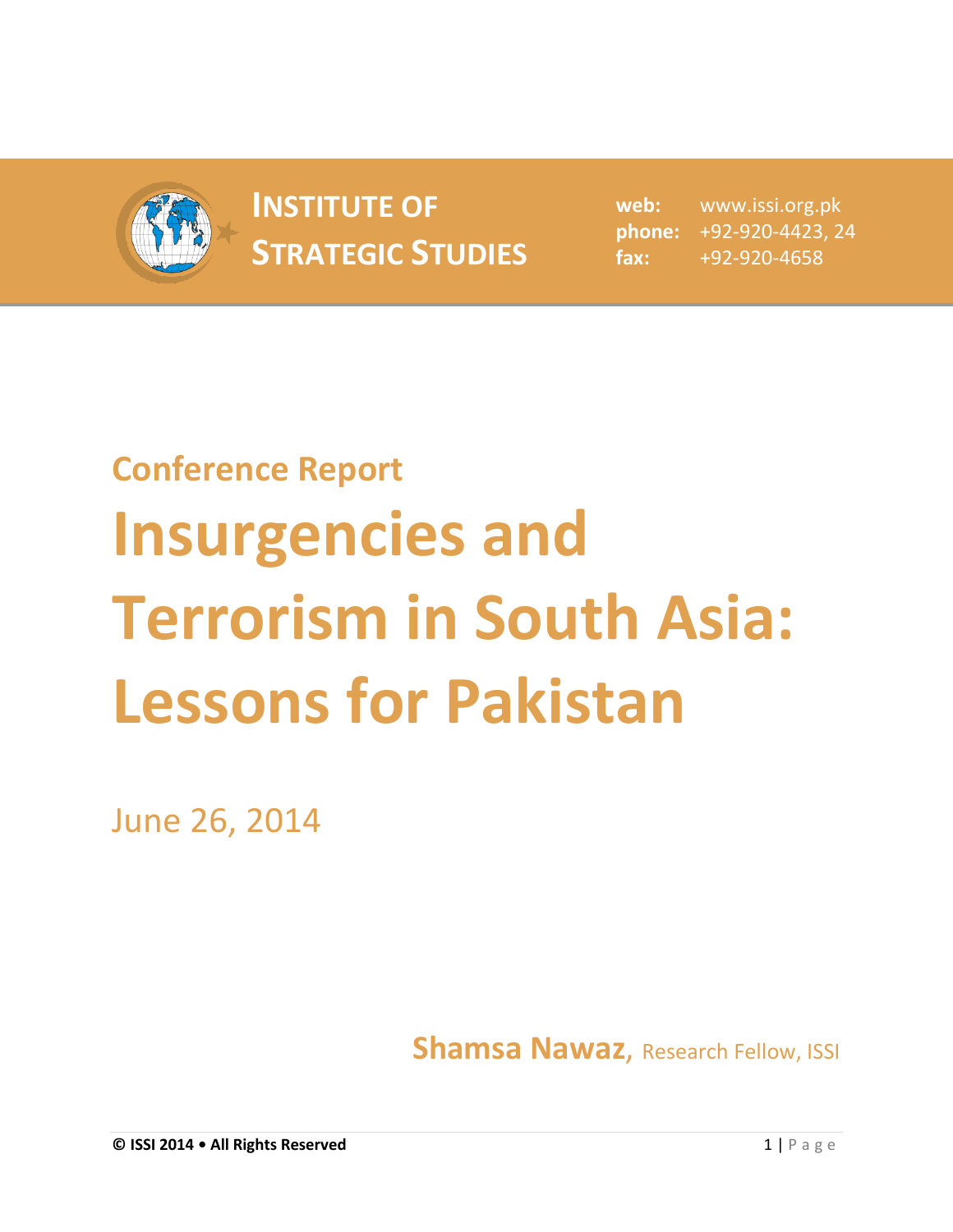**INSTITUTE OF STRATEGIC STUDIES**

**web:** www.issi.org.pk
**phone:** +92-920-4423, 24
**fax:** +92-920-4658

## Conference Report

# Insurgencies and Terrorism in South Asia: Lessons for Pakistan

June 26, 2014

**Shamsa Nawaz**, Research Fellow, ISSI

**© ISSI 2014 • All Rights Reserved**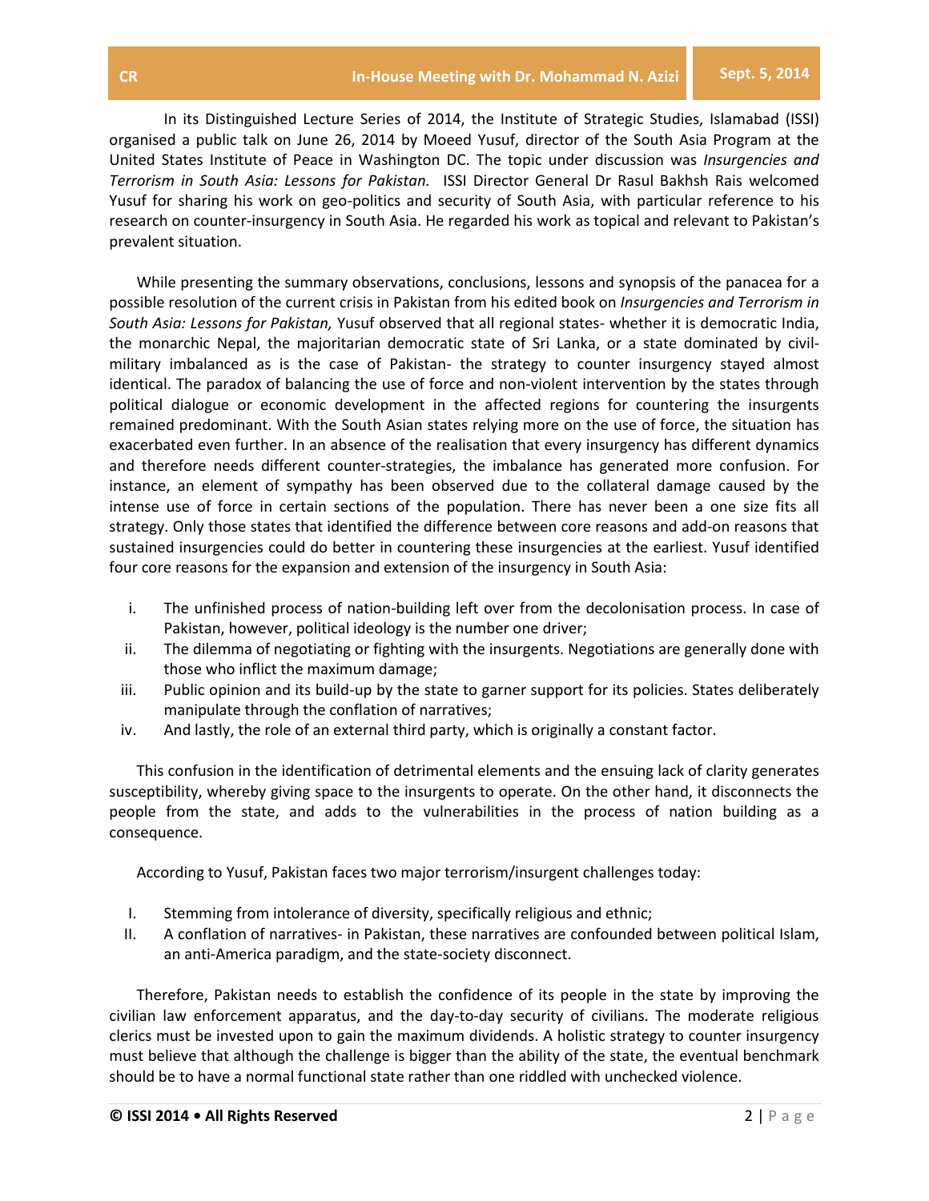In its Distinguished Lecture Series of 2014, the Institute of Strategic Studies, Islamabad (ISSI) organised a public talk on June 26, 2014 by Moeed Yusuf, director of the South Asia Program at the United States Institute of Peace in Washington DC. The topic under discussion was *Insurgencies and Terrorism in South Asia: Lessons for Pakistan.* ISSI Director General Dr Rasul Bakhsh Rais welcomed Yusuf for sharing his work on geo-politics and security of South Asia, with particular reference to his research on counter-insurgency in South Asia. He regarded his work as topical and relevant to Pakistan's prevalent situation.

While presenting the summary observations, conclusions, lessons and synopsis of the panacea for a possible resolution of the current crisis in Pakistan from his edited book on *Insurgencies and Terrorism in South Asia: Lessons for Pakistan,* Yusuf observed that all regional states- whether it is democratic India, the monarchic Nepal, the majoritarian democratic state of Sri Lanka, or a state dominated by civil-military imbalanced as is the case of Pakistan- the strategy to counter insurgency stayed almost identical. The paradox of balancing the use of force and non-violent intervention by the states through political dialogue or economic development in the affected regions for countering the insurgents remained predominant. With the South Asian states relying more on the use of force, the situation has exacerbated even further. In an absence of the realisation that every insurgency has different dynamics and therefore needs different counter-strategies, the imbalance has generated more confusion. For instance, an element of sympathy has been observed due to the collateral damage caused by the intense use of force in certain sections of the population. There has never been a one size fits all strategy. Only those states that identified the difference between core reasons and add-on reasons that sustained insurgencies could do better in countering these insurgencies at the earliest. Yusuf identified four core reasons for the expansion and extension of the insurgency in South Asia:

i. The unfinished process of nation-building left over from the decolonisation process. In case of Pakistan, however, political ideology is the number one driver;
ii. The dilemma of negotiating or fighting with the insurgents. Negotiations are generally done with those who inflict the maximum damage;
iii. Public opinion and its build-up by the state to garner support for its policies. States deliberately manipulate through the conflation of narratives;
iv. And lastly, the role of an external third party, which is originally a constant factor.

This confusion in the identification of detrimental elements and the ensuing lack of clarity generates susceptibility, whereby giving space to the insurgents to operate. On the other hand, it disconnects the people from the state, and adds to the vulnerabilities in the process of nation building as a consequence.

According to Yusuf, Pakistan faces two major terrorism/insurgent challenges today:

I. Stemming from intolerance of diversity, specifically religious and ethnic;
II. A conflation of narratives- in Pakistan, these narratives are confounded between political Islam, an anti-America paradigm, and the state-society disconnect.

Therefore, Pakistan needs to establish the confidence of its people in the state by improving the civilian law enforcement apparatus, and the day-to-day security of civilians. The moderate religious clerics must be invested upon to gain the maximum dividends. A holistic strategy to counter insurgency must believe that although the challenge is bigger than the ability of the state, the eventual benchmark should be to have a normal functional state rather than one riddled with unchecked violence.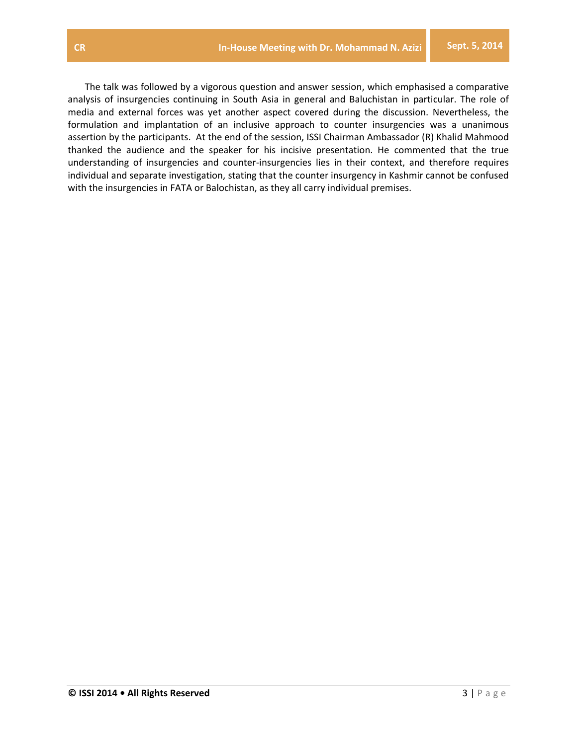The talk was followed by a vigorous question and answer session, which emphasised a comparative analysis of insurgencies continuing in South Asia in general and Baluchistan in particular. The role of media and external forces was yet another aspect covered during the discussion. Nevertheless, the formulation and implantation of an inclusive approach to counter insurgencies was a unanimous assertion by the participants. At the end of the session, ISSI Chairman Ambassador (R) Khalid Mahmood thanked the audience and the speaker for his incisive presentation. He commented that the true understanding of insurgencies and counter-insurgencies lies in their context, and therefore requires individual and separate investigation, stating that the counter insurgency in Kashmir cannot be confused with the insurgencies in FATA or Balochistan, as they all carry individual premises.